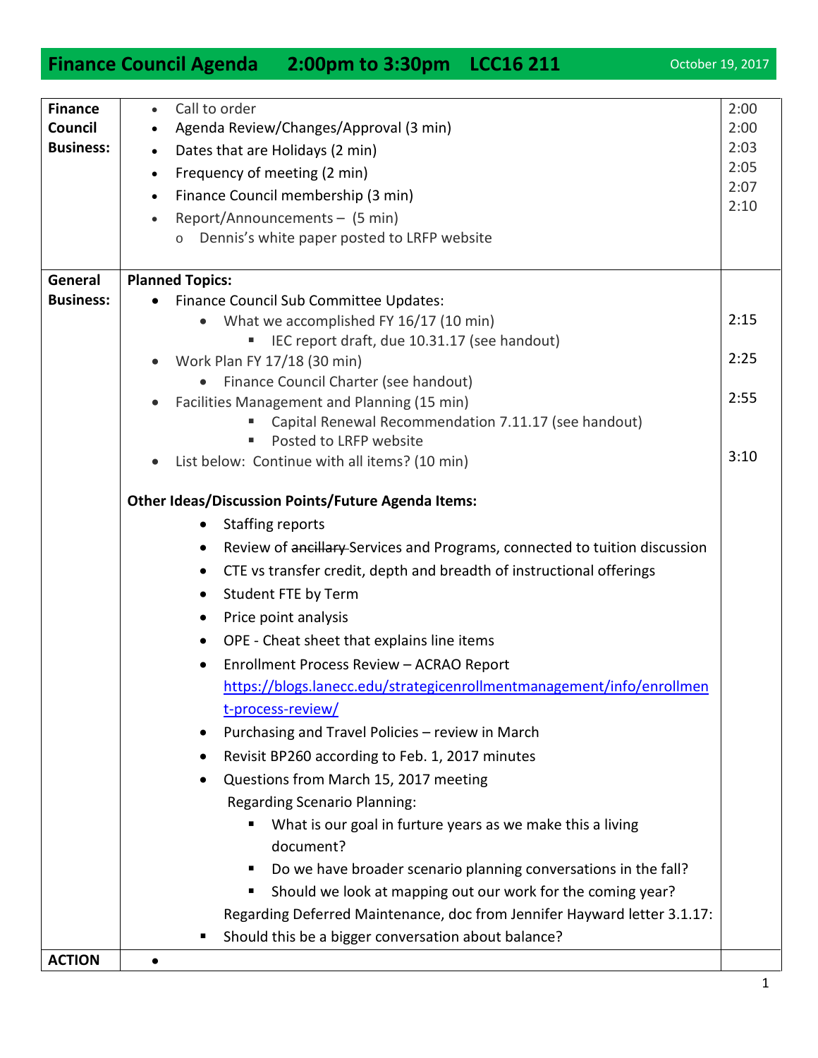# Finance Council Agenda 2:00pm to 3:30pm LCC16 211

October 19, 2017

| | | |
|---|---|---|
| **Finance Council Business:** | • Call to order<br>• Agenda Review/Changes/Approval (3 min)<br>• Dates that are Holidays (2 min)<br>• Frequency of meeting (2 min)<br>• Finance Council membership (3 min)<br>• Report/Announcements – (5 min)<br>  o Dennis's white paper posted to LRFP website | 2:00<br>2:00<br>2:03<br>2:05<br>2:07<br>2:10 |
| **General Business:** | **Planned Topics:**<br>• Finance Council Sub Committee Updates:<br>  • What we accomplished FY 16/17 (10 min)<br>    ▪ IEC report draft, due 10.31.17 (see handout)<br>• Work Plan FY 17/18 (30 min)<br>  • Finance Council Charter (see handout)<br>• Facilities Management and Planning (15 min)<br>    ▪ Capital Renewal Recommendation 7.11.17 (see handout)<br>    ▪ Posted to LRFP website<br>• List below: Continue with all items? (10 min)<br><br>**Other Ideas/Discussion Points/Future Agenda Items:**<br>• Staffing reports<br>• Review of ~~ancillary~~ Services and Programs, connected to tuition discussion<br>• CTE vs transfer credit, depth and breadth of instructional offerings<br>• Student FTE by Term<br>• Price point analysis<br>• OPE - Cheat sheet that explains line items<br>• Enrollment Process Review – ACRAO Report https://blogs.lanecc.edu/strategicenrollmentmanagement/info/enrollment-process-review/<br>• Purchasing and Travel Policies – review in March<br>• Revisit BP260 according to Feb. 1, 2017 minutes<br>• Questions from March 15, 2017 meeting<br>  Regarding Scenario Planning:<br>    ▪ What is our goal in furture years as we make this a living document?<br>    ▪ Do we have broader scenario planning conversations in the fall?<br>    ▪ Should we look at mapping out our work for the coming year?<br>  Regarding Deferred Maintenance, doc from Jennifer Hayward letter 3.1.17:<br>    ▪ Should this be a bigger conversation about balance? | <br><br>2:15<br><br>2:25<br><br>2:55<br><br><br>3:10 |
| **ACTION** | • | |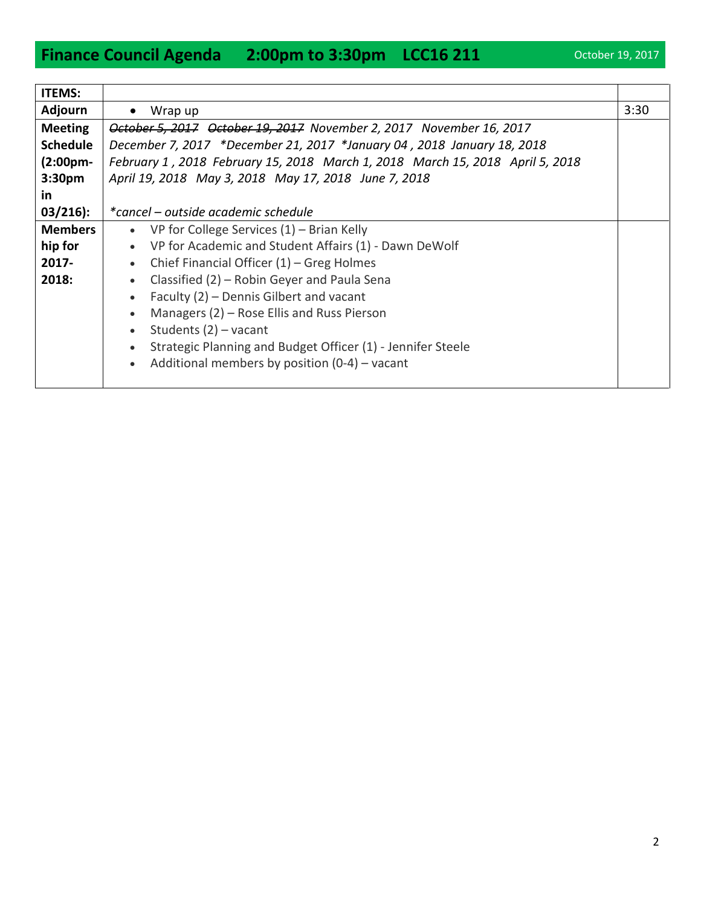## Finance Council Agenda 2:00pm to 3:30pm LCC16 211

October 19, 2017

| ITEMS: | | |
|---|---|---|
| **Adjourn** | • Wrap up | 3:30 |
| **Meeting Schedule (2:00pm-3:30pm in 03/216):** | *~~October 5, 2017~~ ~~October 19, 2017~~ November 2, 2017 November 16, 2017 December 7, 2017 \*December 21, 2017 \*January 04 , 2018 January 18, 2018 February 1 , 2018 February 15, 2018 March 1, 2018 March 15, 2018 April 5, 2018 April 19, 2018 May 3, 2018 May 17, 2018 June 7, 2018*<br><br>*\*cancel – outside academic schedule* | |
| **Membership for 2017-2018:** | • VP for College Services (1) – Brian Kelly<br>• VP for Academic and Student Affairs (1) - Dawn DeWolf<br>• Chief Financial Officer (1) – Greg Holmes<br>• Classified (2) – Robin Geyer and Paula Sena<br>• Faculty (2) – Dennis Gilbert and vacant<br>• Managers (2) – Rose Ellis and Russ Pierson<br>• Students (2) – vacant<br>• Strategic Planning and Budget Officer (1) - Jennifer Steele<br>• Additional members by position (0-4) – vacant | |